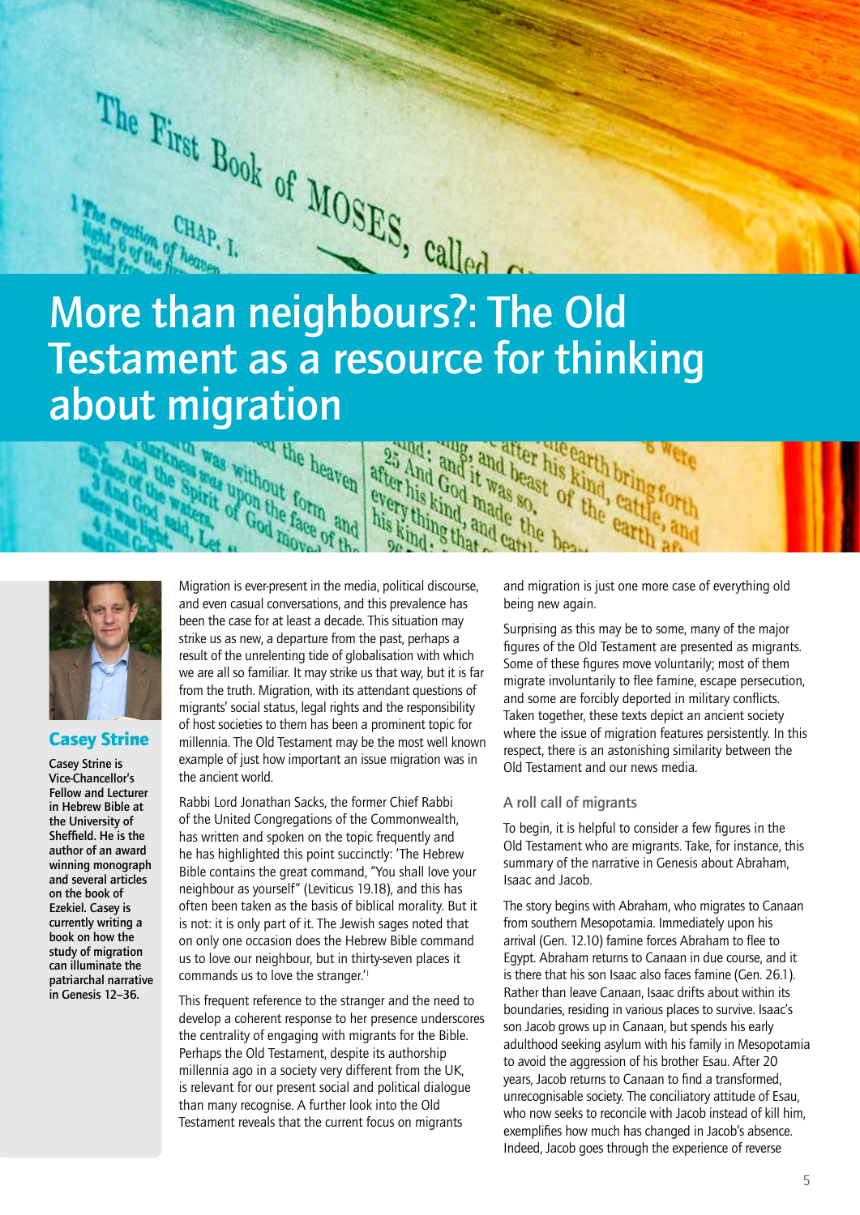# More than neighbours?: The Old Testament as a resource for thinking about migration

**Casey Strine**

**Casey Strine is Vice-Chancellor's Fellow and Lecturer in Hebrew Bible at the University of Sheffield. He is the author of an award winning monograph and several articles on the book of Ezekiel. Casey is currently writing a book on how the study of migration can illuminate the patriarchal narrative in Genesis 12–36.**

Migration is ever-present in the media, political discourse, and even casual conversations, and this prevalence has been the case for at least a decade. This situation may strike us as new, a departure from the past, perhaps a result of the unrelenting tide of globalisation with which we are all so familiar. It may strike us that way, but it is far from the truth. Migration, with its attendant questions of migrants' social status, legal rights and the responsibility of host societies to them has been a prominent topic for millennia. The Old Testament may be the most well known example of just how important an issue migration was in the ancient world.

Rabbi Lord Jonathan Sacks, the former Chief Rabbi of the United Congregations of the Commonwealth, has written and spoken on the topic frequently and he has highlighted this point succinctly: 'The Hebrew Bible contains the great command, "You shall love your neighbour as yourself" (Leviticus 19.18), and this has often been taken as the basis of biblical morality. But it is not: it is only part of it. The Jewish sages noted that on only one occasion does the Hebrew Bible command us to love our neighbour, but in thirty-seven places it commands us to love the stranger.'[1]

This frequent reference to the stranger and the need to develop a coherent response to her presence underscores the centrality of engaging with migrants for the Bible. Perhaps the Old Testament, despite its authorship millennia ago in a society very different from the UK, is relevant for our present social and political dialogue than many recognise. A further look into the Old Testament reveals that the current focus on migrants and migration is just one more case of everything old being new again.

Surprising as this may be to some, many of the major figures of the Old Testament are presented as migrants. Some of these figures move voluntarily; most of them migrate involuntarily to flee famine, escape persecution, and some are forcibly deported in military conflicts. Taken together, these texts depict an ancient society where the issue of migration features persistently. In this respect, there is an astonishing similarity between the Old Testament and our news media.

## A roll call of migrants

To begin, it is helpful to consider a few figures in the Old Testament who are migrants. Take, for instance, this summary of the narrative in Genesis about Abraham, Isaac and Jacob.

The story begins with Abraham, who migrates to Canaan from southern Mesopotamia. Immediately upon his arrival (Gen. 12.10) famine forces Abraham to flee to Egypt. Abraham returns to Canaan in due course, and it is there that his son Isaac also faces famine (Gen. 26.1). Rather than leave Canaan, Isaac drifts about within its boundaries, residing in various places to survive. Isaac's son Jacob grows up in Canaan, but spends his early adulthood seeking asylum with his family in Mesopotamia to avoid the aggression of his brother Esau. After 20 years, Jacob returns to Canaan to find a transformed, unrecognisable society. The conciliatory attitude of Esau, who now seeks to reconcile with Jacob instead of kill him, exemplifies how much has changed in Jacob's absence. Indeed, Jacob goes through the experience of reverse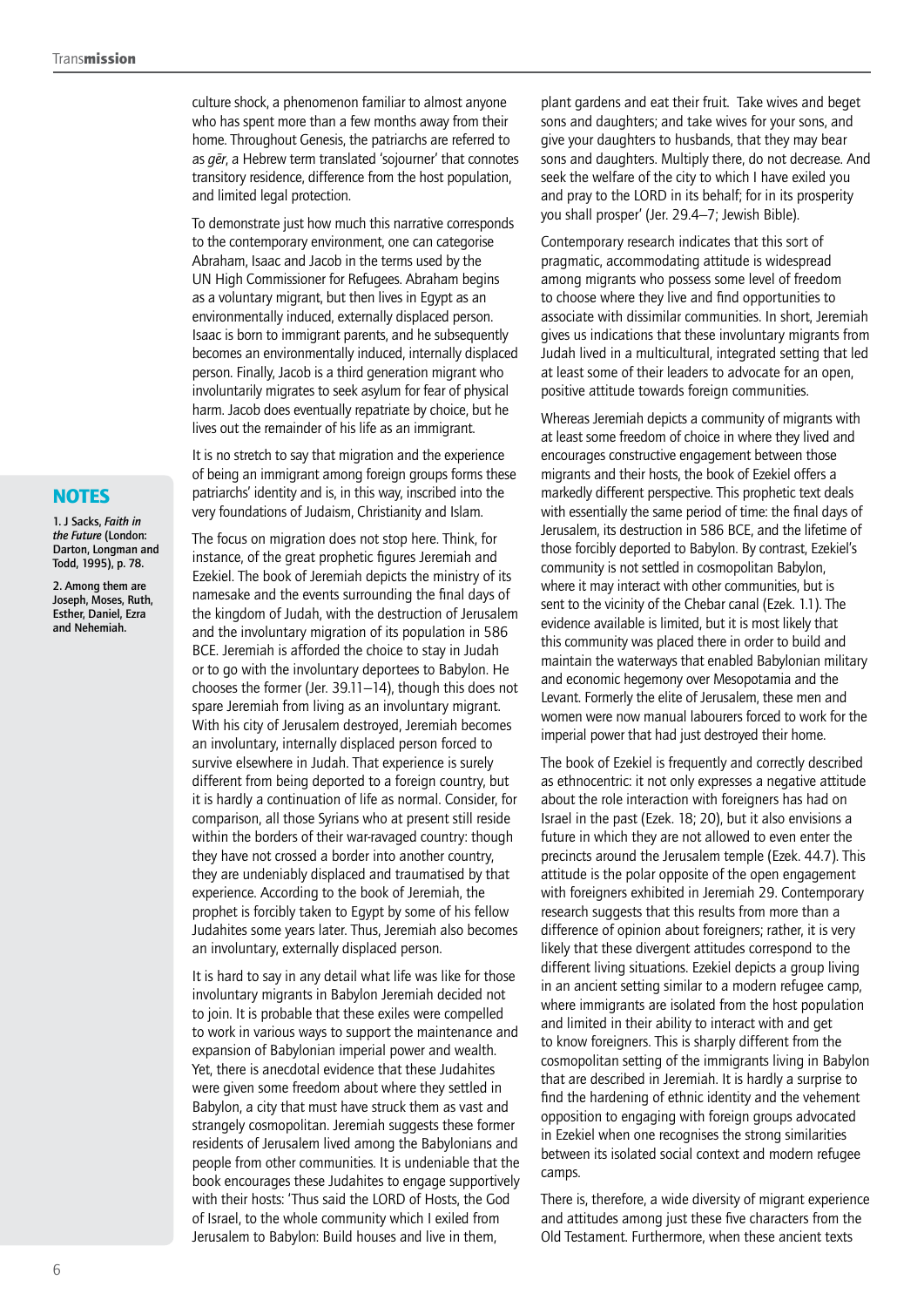culture shock, a phenomenon familiar to almost anyone who has spent more than a few months away from their home. Throughout Genesis, the patriarchs are referred to as *gēr*, a Hebrew term translated 'sojourner' that connotes transitory residence, difference from the host population, and limited legal protection.

To demonstrate just how much this narrative corresponds to the contemporary environment, one can categorise Abraham, Isaac and Jacob in the terms used by the UN High Commissioner for Refugees. Abraham begins as a voluntary migrant, but then lives in Egypt as an environmentally induced, externally displaced person. Isaac is born to immigrant parents, and he subsequently becomes an environmentally induced, internally displaced person. Finally, Jacob is a third generation migrant who involuntarily migrates to seek asylum for fear of physical harm. Jacob does eventually repatriate by choice, but he lives out the remainder of his life as an immigrant.

It is no stretch to say that migration and the experience of being an immigrant among foreign groups forms these patriarchs' identity and is, in this way, inscribed into the very foundations of Judaism, Christianity and Islam.

The focus on migration does not stop here. Think, for instance, of the great prophetic figures Jeremiah and Ezekiel. The book of Jeremiah depicts the ministry of its namesake and the events surrounding the final days of the kingdom of Judah, with the destruction of Jerusalem and the involuntary migration of its population in 586 BCE. Jeremiah is afforded the choice to stay in Judah or to go with the involuntary deportees to Babylon. He chooses the former (Jer. 39.11–14), though this does not spare Jeremiah from living as an involuntary migrant. With his city of Jerusalem destroyed, Jeremiah becomes an involuntary, internally displaced person forced to survive elsewhere in Judah. That experience is surely different from being deported to a foreign country, but it is hardly a continuation of life as normal. Consider, for comparison, all those Syrians who at present still reside within the borders of their war-ravaged country: though they have not crossed a border into another country, they are undeniably displaced and traumatised by that experience. According to the book of Jeremiah, the prophet is forcibly taken to Egypt by some of his fellow Judahites some years later. Thus, Jeremiah also becomes an involuntary, externally displaced person.

It is hard to say in any detail what life was like for those involuntary migrants in Babylon Jeremiah decided not to join. It is probable that these exiles were compelled to work in various ways to support the maintenance and expansion of Babylonian imperial power and wealth. Yet, there is anecdotal evidence that these Judahites were given some freedom about where they settled in Babylon, a city that must have struck them as vast and strangely cosmopolitan. Jeremiah suggests these former residents of Jerusalem lived among the Babylonians and people from other communities. It is undeniable that the book encourages these Judahites to engage supportively with their hosts: 'Thus said the LORD of Hosts, the God of Israel, to the whole community which I exiled from Jerusalem to Babylon: Build houses and live in them, plant gardens and eat their fruit. Take wives and beget sons and daughters; and take wives for your sons, and give your daughters to husbands, that they may bear sons and daughters. Multiply there, do not decrease. And seek the welfare of the city to which I have exiled you and pray to the LORD in its behalf; for in its prosperity you shall prosper' (Jer. 29.4–7; Jewish Bible).

Contemporary research indicates that this sort of pragmatic, accommodating attitude is widespread among migrants who possess some level of freedom to choose where they live and find opportunities to associate with dissimilar communities. In short, Jeremiah gives us indications that these involuntary migrants from Judah lived in a multicultural, integrated setting that led at least some of their leaders to advocate for an open, positive attitude towards foreign communities.

Whereas Jeremiah depicts a community of migrants with at least some freedom of choice in where they lived and encourages constructive engagement between those migrants and their hosts, the book of Ezekiel offers a markedly different perspective. This prophetic text deals with essentially the same period of time: the final days of Jerusalem, its destruction in 586 BCE, and the lifetime of those forcibly deported to Babylon. By contrast, Ezekiel's community is not settled in cosmopolitan Babylon, where it may interact with other communities, but is sent to the vicinity of the Chebar canal (Ezek. 1.1). The evidence available is limited, but it is most likely that this community was placed there in order to build and maintain the waterways that enabled Babylonian military and economic hegemony over Mesopotamia and the Levant. Formerly the elite of Jerusalem, these men and women were now manual labourers forced to work for the imperial power that had just destroyed their home.

The book of Ezekiel is frequently and correctly described as ethnocentric: it not only expresses a negative attitude about the role interaction with foreigners has had on Israel in the past (Ezek. 18; 20), but it also envisions a future in which they are not allowed to even enter the precincts around the Jerusalem temple (Ezek. 44.7). This attitude is the polar opposite of the open engagement with foreigners exhibited in Jeremiah 29. Contemporary research suggests that this results from more than a difference of opinion about foreigners; rather, it is very likely that these divergent attitudes correspond to the different living situations. Ezekiel depicts a group living in an ancient setting similar to a modern refugee camp, where immigrants are isolated from the host population and limited in their ability to interact with and get to know foreigners. This is sharply different from the cosmopolitan setting of the immigrants living in Babylon that are described in Jeremiah. It is hardly a surprise to find the hardening of ethnic identity and the vehement opposition to engaging with foreign groups advocated in Ezekiel when one recognises the strong similarities between its isolated social context and modern refugee camps.

There is, therefore, a wide diversity of migrant experience and attitudes among just these five characters from the Old Testament. Furthermore, when these ancient texts

## NOTES

1. J Sacks, *Faith in the Future* (London: Darton, Longman and Todd, 1995), p. 78.

2. Among them are Joseph, Moses, Ruth, Esther, Daniel, Ezra and Nehemiah.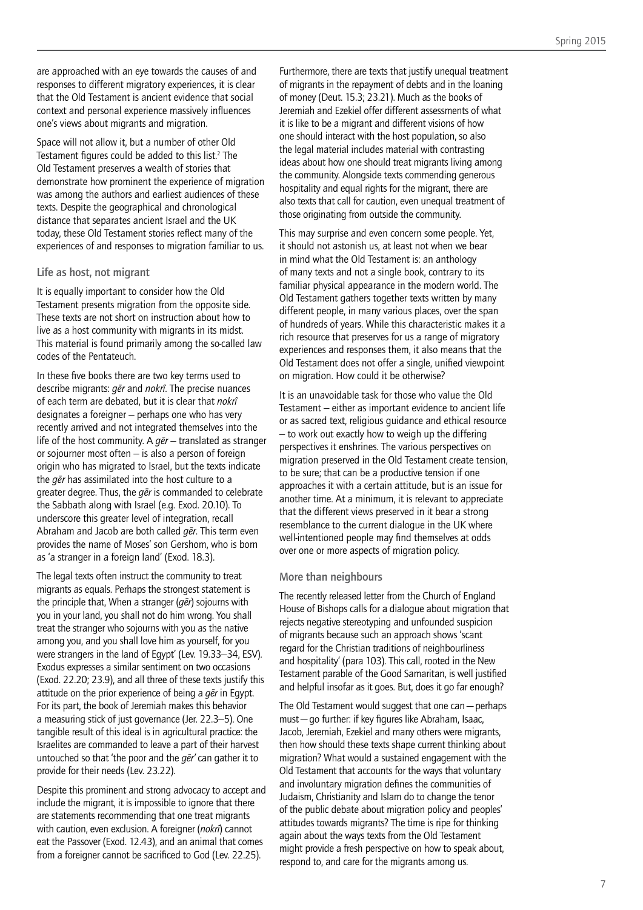are approached with an eye towards the causes of and responses to different migratory experiences, it is clear that the Old Testament is ancient evidence that social context and personal experience massively influences one's views about migrants and migration.

Space will not allow it, but a number of other Old Testament figures could be added to this list.[2] The Old Testament preserves a wealth of stories that demonstrate how prominent the experience of migration was among the authors and earliest audiences of these texts. Despite the geographical and chronological distance that separates ancient Israel and the UK today, these Old Testament stories reflect many of the experiences of and responses to migration familiar to us.

## Life as host, not migrant

It is equally important to consider how the Old Testament presents migration from the opposite side. These texts are not short on instruction about how to live as a host community with migrants in its midst. This material is found primarily among the so-called law codes of the Pentateuch.

In these five books there are two key terms used to describe migrants: *gēr* and *nokrî*. The precise nuances of each term are debated, but it is clear that *nokrî* designates a foreigner – perhaps one who has very recently arrived and not integrated themselves into the life of the host community. A *gēr* – translated as stranger or sojourner most often – is also a person of foreign origin who has migrated to Israel, but the texts indicate the *gēr* has assimilated into the host culture to a greater degree. Thus, the *gēr* is commanded to celebrate the Sabbath along with Israel (e.g. Exod. 20.10). To underscore this greater level of integration, recall Abraham and Jacob are both called *gēr*. This term even provides the name of Moses' son Gershom, who is born as 'a stranger in a foreign land' (Exod. 18.3).

The legal texts often instruct the community to treat migrants as equals. Perhaps the strongest statement is the principle that, When a stranger (*gēr*) sojourns with you in your land, you shall not do him wrong. You shall treat the stranger who sojourns with you as the native among you, and you shall love him as yourself, for you were strangers in the land of Egypt' (Lev. 19.33–34, ESV). Exodus expresses a similar sentiment on two occasions (Exod. 22.20; 23.9), and all three of these texts justify this attitude on the prior experience of being a *gēr* in Egypt. For its part, the book of Jeremiah makes this behavior a measuring stick of just governance (Jer. 22.3–5). One tangible result of this ideal is in agricultural practice: the Israelites are commanded to leave a part of their harvest untouched so that 'the poor and the *gēr*' can gather it to provide for their needs (Lev. 23.22).

Despite this prominent and strong advocacy to accept and include the migrant, it is impossible to ignore that there are statements recommending that one treat migrants with caution, even exclusion. A foreigner (*nokrî*) cannot eat the Passover (Exod. 12.43), and an animal that comes from a foreigner cannot be sacrificed to God (Lev. 22.25). Furthermore, there are texts that justify unequal treatment of migrants in the repayment of debts and in the loaning of money (Deut. 15.3; 23.21). Much as the books of Jeremiah and Ezekiel offer different assessments of what it is like to be a migrant and different visions of how one should interact with the host population, so also the legal material includes material with contrasting ideas about how one should treat migrants living among the community. Alongside texts commending generous hospitality and equal rights for the migrant, there are also texts that call for caution, even unequal treatment of those originating from outside the community.

This may surprise and even concern some people. Yet, it should not astonish us, at least not when we bear in mind what the Old Testament is: an anthology of many texts and not a single book, contrary to its familiar physical appearance in the modern world. The Old Testament gathers together texts written by many different people, in many various places, over the span of hundreds of years. While this characteristic makes it a rich resource that preserves for us a range of migratory experiences and responses them, it also means that the Old Testament does not offer a single, unified viewpoint on migration. How could it be otherwise?

It is an unavoidable task for those who value the Old Testament – either as important evidence to ancient life or as sacred text, religious guidance and ethical resource – to work out exactly how to weigh up the differing perspectives it enshrines. The various perspectives on migration preserved in the Old Testament create tension, to be sure; that can be a productive tension if one approaches it with a certain attitude, but is an issue for another time. At a minimum, it is relevant to appreciate that the different views preserved in it bear a strong resemblance to the current dialogue in the UK where well-intentioned people may find themselves at odds over one or more aspects of migration policy.

## More than neighbours

The recently released letter from the Church of England House of Bishops calls for a dialogue about migration that rejects negative stereotyping and unfounded suspicion of migrants because such an approach shows 'scant regard for the Christian traditions of neighbourliness and hospitality' (para 103). This call, rooted in the New Testament parable of the Good Samaritan, is well justified and helpful insofar as it goes. But, does it go far enough?

The Old Testament would suggest that one can — perhaps must — go further: if key figures like Abraham, Isaac, Jacob, Jeremiah, Ezekiel and many others were migrants, then how should these texts shape current thinking about migration? What would a sustained engagement with the Old Testament that accounts for the ways that voluntary and involuntary migration defines the communities of Judaism, Christianity and Islam do to change the tenor of the public debate about migration policy and peoples' attitudes towards migrants? The time is ripe for thinking again about the ways texts from the Old Testament might provide a fresh perspective on how to speak about, respond to, and care for the migrants among us.